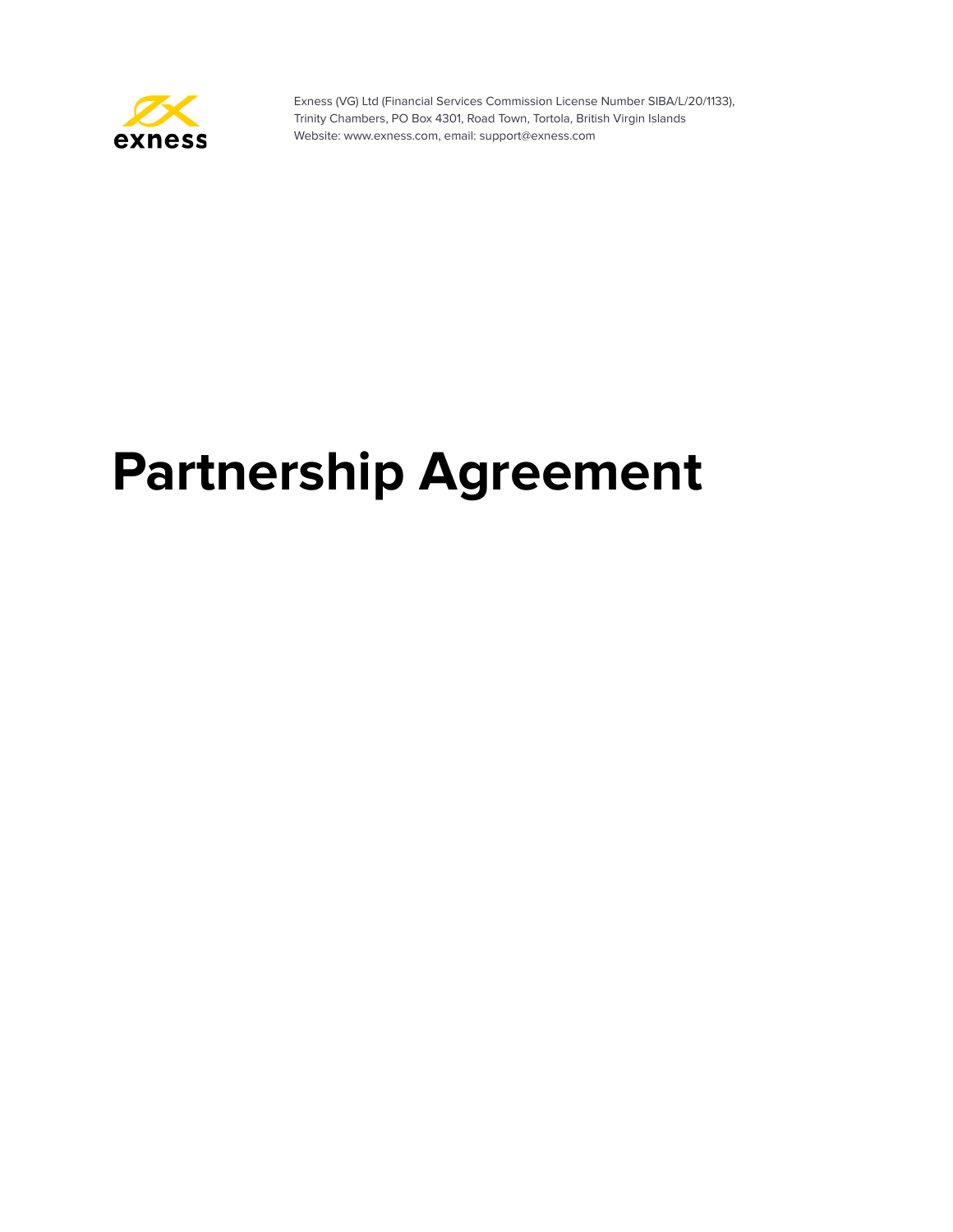exness

Exness (VG) Ltd (Financial Services Commission License Number SIBA/L/20/1133),
Trinity Chambers, PO Box 4301, Road Town, Tortola, British Virgin Islands
Website: www.exness.com, email: support@exness.com

# Partnership Agreement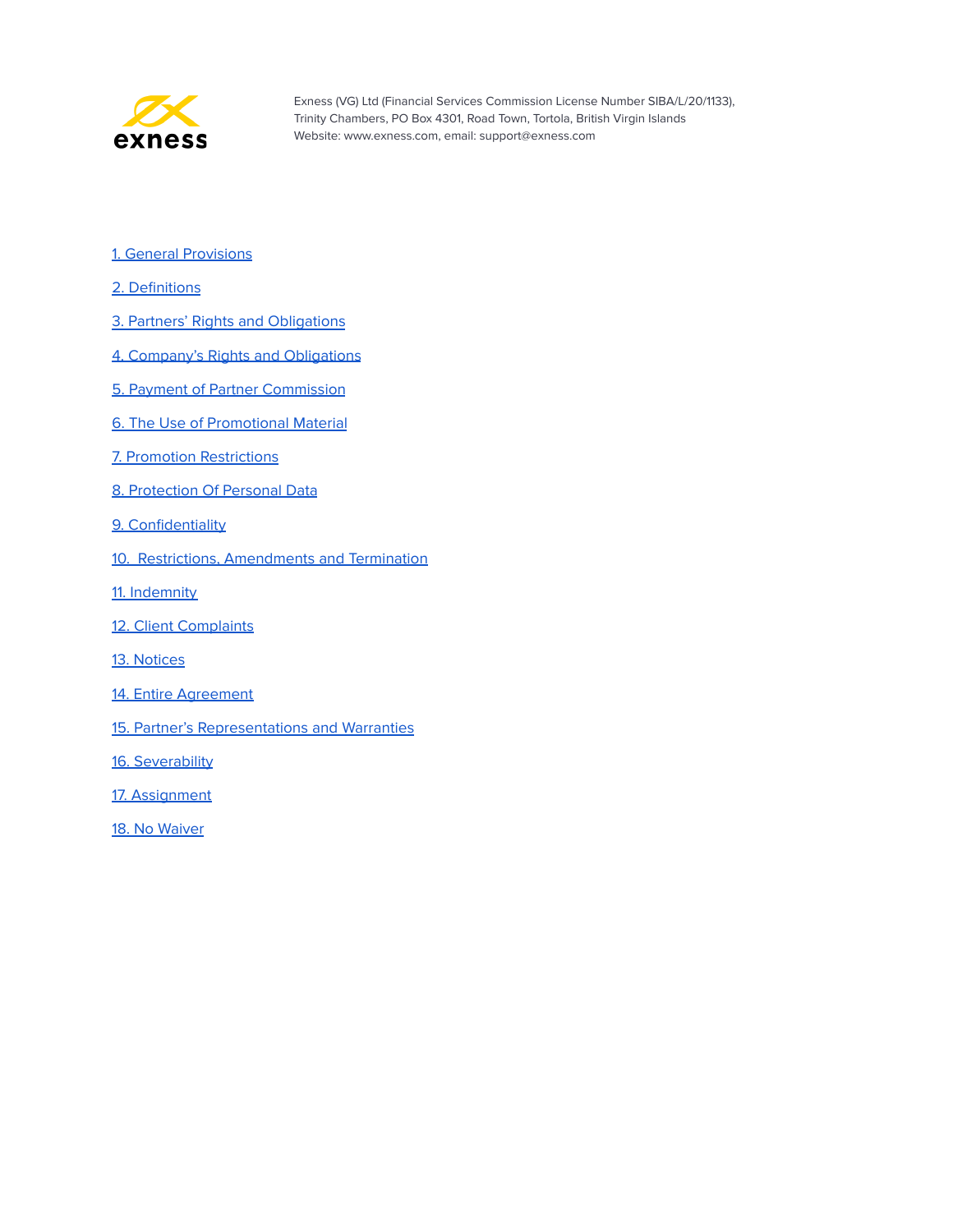Exness (VG) Ltd (Financial Services Commission License Number SIBA/L/20/1133), Trinity Chambers, PO Box 4301, Road Town, Tortola, British Virgin Islands
Website: www.exness.com, email: support@exness.com

1. General Provisions

2. Definitions

3. Partners' Rights and Obligations

4. Company's Rights and Obligations

5. Payment of Partner Commission

6. The Use of Promotional Material

7. Promotion Restrictions

8. Protection Of Personal Data

9. Confidentiality

10. Restrictions, Amendments and Termination

11. Indemnity

12. Client Complaints

13. Notices

14. Entire Agreement

15. Partner's Representations and Warranties

16. Severability

17. Assignment

18. No Waiver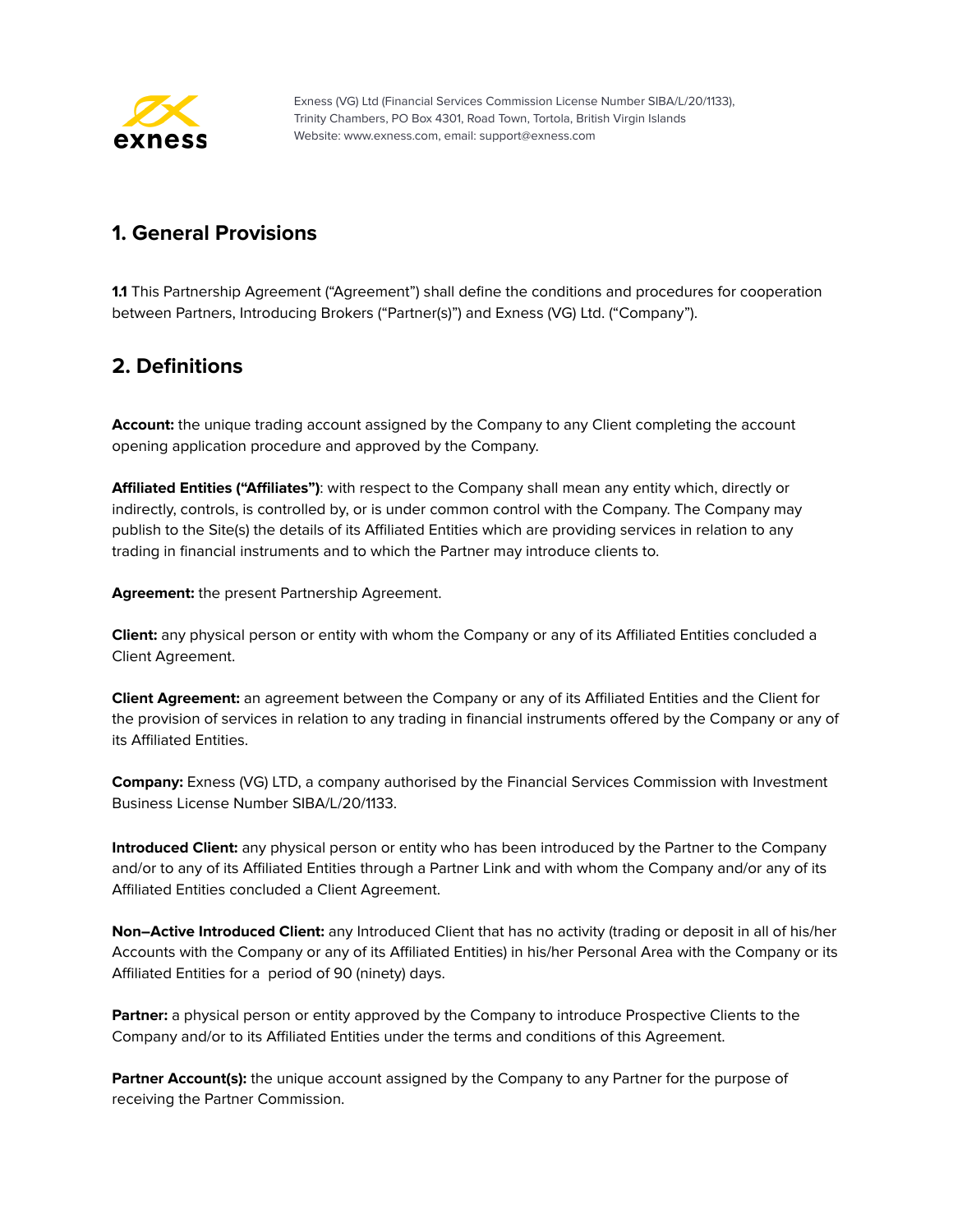## 1. General Provisions

**1.1** This Partnership Agreement ("Agreement") shall define the conditions and procedures for cooperation between Partners, Introducing Brokers ("Partner(s)") and Exness (VG) Ltd. ("Company").

## 2. Definitions

**Account:** the unique trading account assigned by the Company to any Client completing the account opening application procedure and approved by the Company.

**Affiliated Entities ("Affiliates")**: with respect to the Company shall mean any entity which, directly or indirectly, controls, is controlled by, or is under common control with the Company. The Company may publish to the Site(s) the details of its Affiliated Entities which are providing services in relation to any trading in financial instruments and to which the Partner may introduce clients to.

**Agreement:** the present Partnership Agreement.

**Client:** any physical person or entity with whom the Company or any of its Affiliated Entities concluded a Client Agreement.

**Client Agreement:** an agreement between the Company or any of its Affiliated Entities and the Client for the provision of services in relation to any trading in financial instruments offered by the Company or any of its Affiliated Entities.

**Company:** Exness (VG) LTD, a company authorised by the Financial Services Commission with Investment Business License Number SIBA/L/20/1133.

**Introduced Client:** any physical person or entity who has been introduced by the Partner to the Company and/or to any of its Affiliated Entities through a Partner Link and with whom the Company and/or any of its Affiliated Entities concluded a Client Agreement.

**Non–Active Introduced Client:** any Introduced Client that has no activity (trading or deposit in all of his/her Accounts with the Company or any of its Affiliated Entities) in his/her Personal Area with the Company or its Affiliated Entities for a period of 90 (ninety) days.

**Partner:** a physical person or entity approved by the Company to introduce Prospective Clients to the Company and/or to its Affiliated Entities under the terms and conditions of this Agreement.

**Partner Account(s):** the unique account assigned by the Company to any Partner for the purpose of receiving the Partner Commission.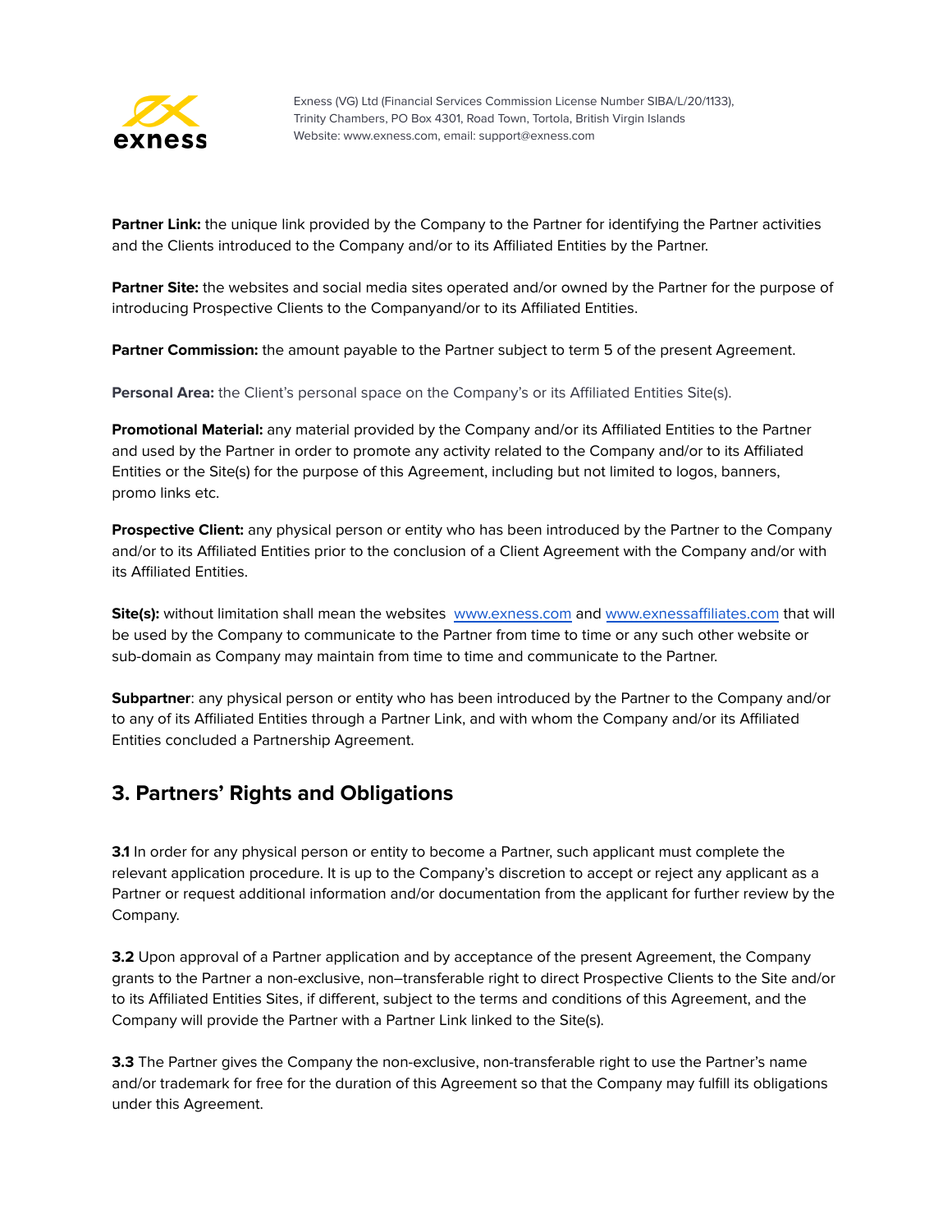**Partner Link:** the unique link provided by the Company to the Partner for identifying the Partner activities and the Clients introduced to the Company and/or to its Affiliated Entities by the Partner.

**Partner Site:** the websites and social media sites operated and/or owned by the Partner for the purpose of introducing Prospective Clients to the Companyand/or to its Affiliated Entities.

**Partner Commission:** the amount payable to the Partner subject to term 5 of the present Agreement.

**Personal Area:** the Client's personal space on the Company's or its Affiliated Entities Site(s).

**Promotional Material:** any material provided by the Company and/or its Affiliated Entities to the Partner and used by the Partner in order to promote any activity related to the Company and/or to its Affiliated Entities or the Site(s) for the purpose of this Agreement, including but not limited to logos, banners, promo links etc.

**Prospective Client:** any physical person or entity who has been introduced by the Partner to the Company and/or to its Affiliated Entities prior to the conclusion of a Client Agreement with the Company and/or with its Affiliated Entities.

**Site(s):** without limitation shall mean the websites [www.exness.com](http://www.exness.com) and [www.exnessaffiliates.com](http://www.exnessaffiliates.com) that will be used by the Company to communicate to the Partner from time to time or any such other website or sub-domain as Company may maintain from time to time and communicate to the Partner.

**Subpartner**: any physical person or entity who has been introduced by the Partner to the Company and/or to any of its Affiliated Entities through a Partner Link, and with whom the Company and/or its Affiliated Entities concluded a Partnership Agreement.

## 3. Partners' Rights and Obligations

**3.1** In order for any physical person or entity to become a Partner, such applicant must complete the relevant application procedure. It is up to the Company's discretion to accept or reject any applicant as a Partner or request additional information and/or documentation from the applicant for further review by the Company.

**3.2** Upon approval of a Partner application and by acceptance of the present Agreement, the Company grants to the Partner a non-exclusive, non–transferable right to direct Prospective Clients to the Site and/or to its Affiliated Entities Sites, if different, subject to the terms and conditions of this Agreement, and the Company will provide the Partner with a Partner Link linked to the Site(s).

**3.3** The Partner gives the Company the non-exclusive, non-transferable right to use the Partner's name and/or trademark for free for the duration of this Agreement so that the Company may fulfill its obligations under this Agreement.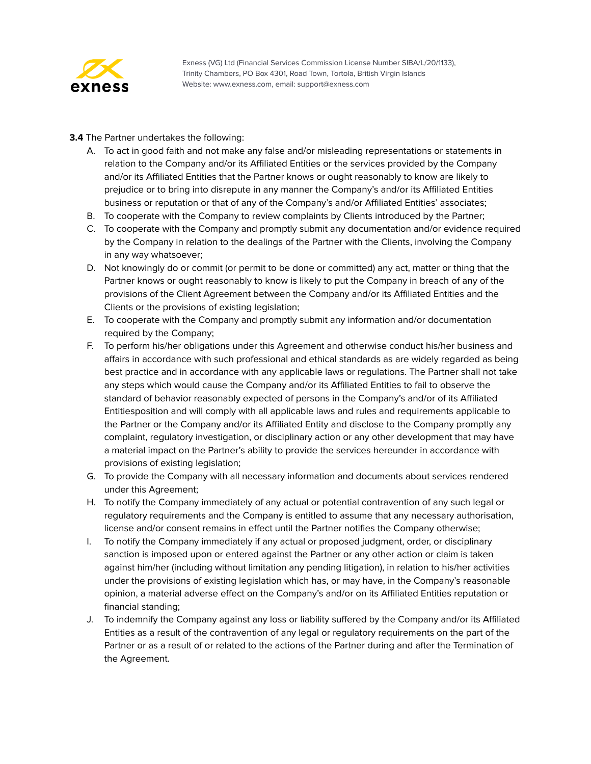**3.4** The Partner undertakes the following:

A. To act in good faith and not make any false and/or misleading representations or statements in relation to the Company and/or its Affiliated Entities or the services provided by the Company and/or its Affiliated Entities that the Partner knows or ought reasonably to know are likely to prejudice or to bring into disrepute in any manner the Company's and/or its Affiliated Entities business or reputation or that of any of the Company's and/or Affiliated Entities' associates;
B. To cooperate with the Company to review complaints by Clients introduced by the Partner;
C. To cooperate with the Company and promptly submit any documentation and/or evidence required by the Company in relation to the dealings of the Partner with the Clients, involving the Company in any way whatsoever;
D. Not knowingly do or commit (or permit to be done or committed) any act, matter or thing that the Partner knows or ought reasonably to know is likely to put the Company in breach of any of the provisions of the Client Agreement between the Company and/or its Affiliated Entities and the Clients or the provisions of existing legislation;
E. To cooperate with the Company and promptly submit any information and/or documentation required by the Company;
F. To perform his/her obligations under this Agreement and otherwise conduct his/her business and affairs in accordance with such professional and ethical standards as are widely regarded as being best practice and in accordance with any applicable laws or regulations. The Partner shall not take any steps which would cause the Company and/or its Affiliated Entities to fail to observe the standard of behavior reasonably expected of persons in the Company's and/or of its Affiliated Entitiesposition and will comply with all applicable laws and rules and requirements applicable to the Partner or the Company and/or its Affiliated Entity and disclose to the Company promptly any complaint, regulatory investigation, or disciplinary action or any other development that may have a material impact on the Partner's ability to provide the services hereunder in accordance with provisions of existing legislation;
G. To provide the Company with all necessary information and documents about services rendered under this Agreement;
H. To notify the Company immediately of any actual or potential contravention of any such legal or regulatory requirements and the Company is entitled to assume that any necessary authorisation, license and/or consent remains in effect until the Partner notifies the Company otherwise;
I. To notify the Company immediately if any actual or proposed judgment, order, or disciplinary sanction is imposed upon or entered against the Partner or any other action or claim is taken against him/her (including without limitation any pending litigation), in relation to his/her activities under the provisions of existing legislation which has, or may have, in the Company's reasonable opinion, a material adverse effect on the Company's and/or on its Affiliated Entities reputation or financial standing;
J. To indemnify the Company against any loss or liability suffered by the Company and/or its Affiliated Entities as a result of the contravention of any legal or regulatory requirements on the part of the Partner or as a result of or related to the actions of the Partner during and after the Termination of the Agreement.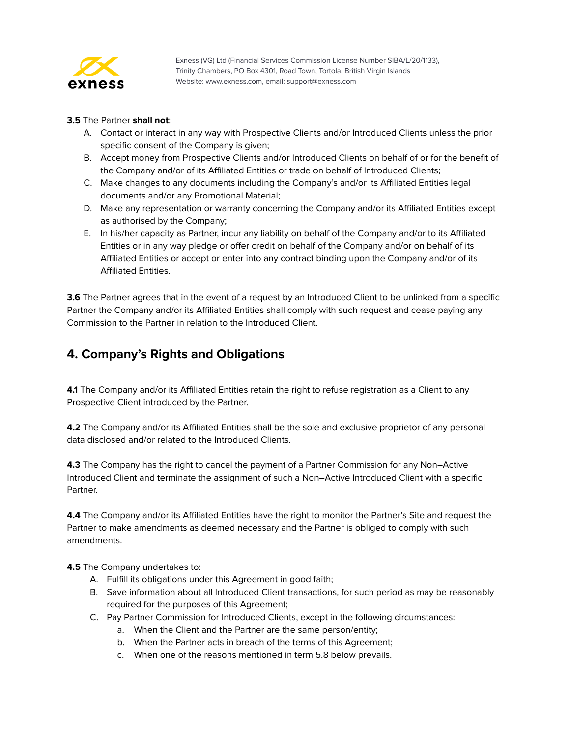**3.5** The Partner **shall not**:

A. Contact or interact in any way with Prospective Clients and/or Introduced Clients unless the prior specific consent of the Company is given;
B. Accept money from Prospective Clients and/or Introduced Clients on behalf of or for the benefit of the Company and/or of its Affiliated Entities or trade on behalf of Introduced Clients;
C. Make changes to any documents including the Company's and/or its Affiliated Entities legal documents and/or any Promotional Material;
D. Make any representation or warranty concerning the Company and/or its Affiliated Entities except as authorised by the Company;
E. In his/her capacity as Partner, incur any liability on behalf of the Company and/or to its Affiliated Entities or in any way pledge or offer credit on behalf of the Company and/or on behalf of its Affiliated Entities or accept or enter into any contract binding upon the Company and/or of its Affiliated Entities.

**3.6** The Partner agrees that in the event of a request by an Introduced Client to be unlinked from a specific Partner the Company and/or its Affiliated Entities shall comply with such request and cease paying any Commission to the Partner in relation to the Introduced Client.

## 4. Company's Rights and Obligations

**4.1** The Company and/or its Affiliated Entities retain the right to refuse registration as a Client to any Prospective Client introduced by the Partner.

**4.2** The Company and/or its Affiliated Entities shall be the sole and exclusive proprietor of any personal data disclosed and/or related to the Introduced Clients.

**4.3** The Company has the right to cancel the payment of a Partner Commission for any Non–Active Introduced Client and terminate the assignment of such a Non–Active Introduced Client with a specific Partner.

**4.4** The Company and/or its Affiliated Entities have the right to monitor the Partner's Site and request the Partner to make amendments as deemed necessary and the Partner is obliged to comply with such amendments.

**4.5** The Company undertakes to:

A. Fulfill its obligations under this Agreement in good faith;
B. Save information about all Introduced Client transactions, for such period as may be reasonably required for the purposes of this Agreement;
C. Pay Partner Commission for Introduced Clients, except in the following circumstances:
   a. When the Client and the Partner are the same person/entity;
   b. When the Partner acts in breach of the terms of this Agreement;
   c. When one of the reasons mentioned in term 5.8 below prevails.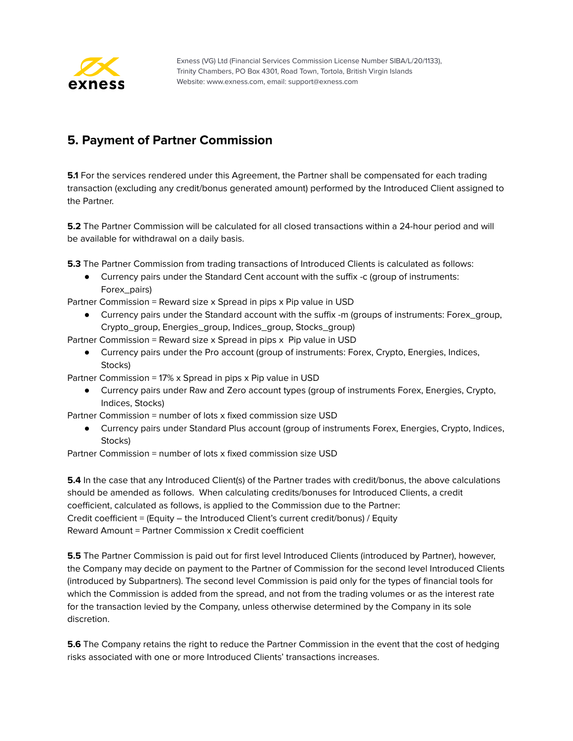## 5. Payment of Partner Commission

**5.1** For the services rendered under this Agreement, the Partner shall be compensated for each trading transaction (excluding any credit/bonus generated amount) performed by the Introduced Client assigned to the Partner.

**5.2** The Partner Commission will be calculated for all closed transactions within a 24-hour period and will be available for withdrawal on a daily basis.

**5.3** The Partner Commission from trading transactions of Introduced Clients is calculated as follows:

- Currency pairs under the Standard Cent account with the suffix -c (group of instruments: Forex_pairs)

Partner Commission = Reward size x Spread in pips x Pip value in USD

- Currency pairs under the Standard account with the suffix -m (groups of instruments: Forex_group, Crypto_group, Energies_group, Indices_group, Stocks_group)

Partner Commission = Reward size x Spread in pips x Pip value in USD

- Currency pairs under the Pro account (group of instruments: Forex, Crypto, Energies, Indices, Stocks)

Partner Commission = 17% x Spread in pips x Pip value in USD

- Currency pairs under Raw and Zero account types (group of instruments Forex, Energies, Crypto, Indices, Stocks)

Partner Commission = number of lots x fixed commission size USD

- Currency pairs under Standard Plus account (group of instruments Forex, Energies, Crypto, Indices, Stocks)

Partner Commission = number of lots x fixed commission size USD

**5.4** In the case that any Introduced Client(s) of the Partner trades with credit/bonus, the above calculations should be amended as follows. When calculating credits/bonuses for Introduced Clients, a credit coefficient, calculated as follows, is applied to the Commission due to the Partner:
Credit coefficient = (Equity – the Introduced Client's current credit/bonus) / Equity
Reward Amount = Partner Commission x Credit coefficient

**5.5** The Partner Commission is paid out for first level Introduced Clients (introduced by Partner), however, the Company may decide on payment to the Partner of Commission for the second level Introduced Clients (introduced by Subpartners). The second level Commission is paid only for the types of financial tools for which the Commission is added from the spread, and not from the trading volumes or as the interest rate for the transaction levied by the Company, unless otherwise determined by the Company in its sole discretion.

**5.6** The Company retains the right to reduce the Partner Commission in the event that the cost of hedging risks associated with one or more Introduced Clients' transactions increases.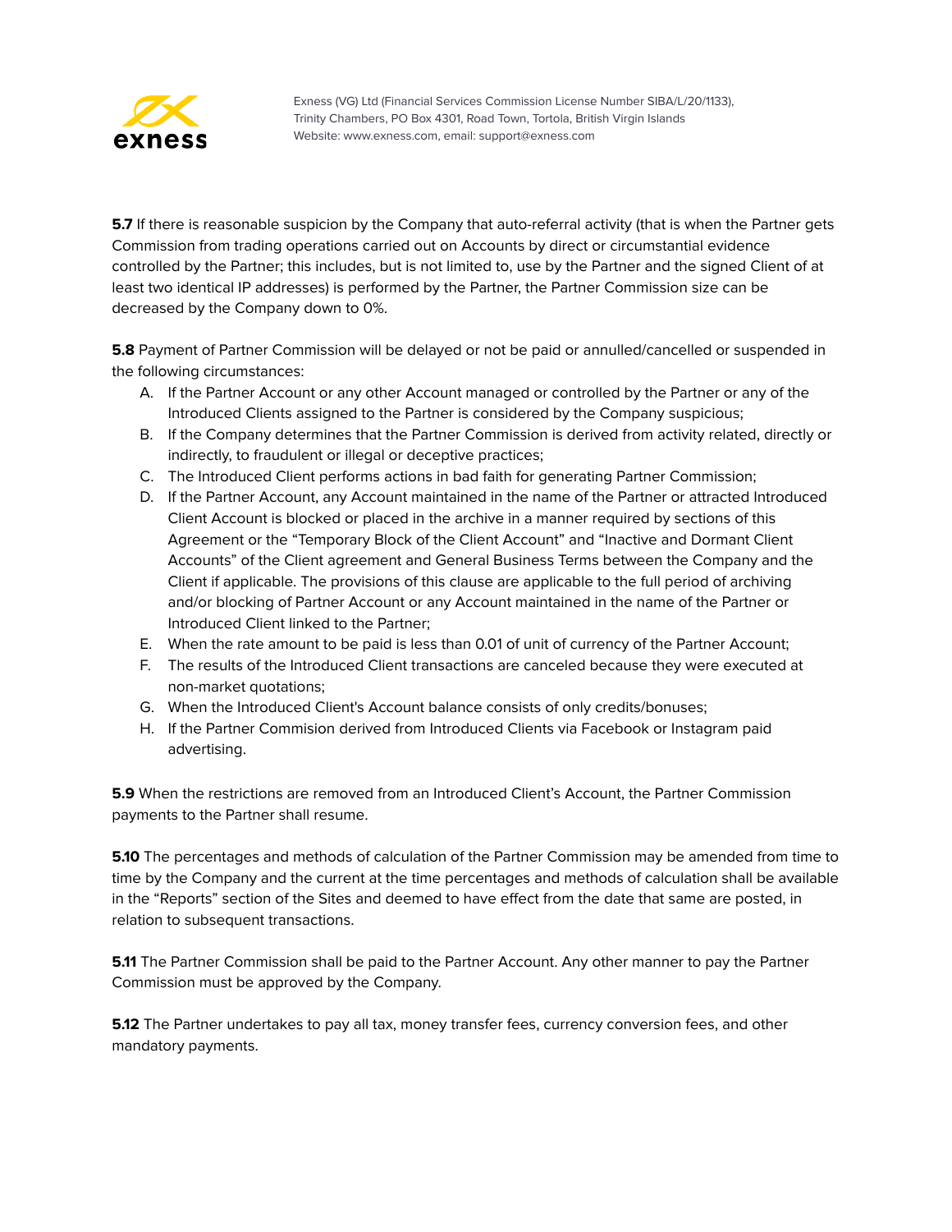**5.7** If there is reasonable suspicion by the Company that auto-referral activity (that is when the Partner gets Commission from trading operations carried out on Accounts by direct or circumstantial evidence controlled by the Partner; this includes, but is not limited to, use by the Partner and the signed Client of at least two identical IP addresses) is performed by the Partner, the Partner Commission size can be decreased by the Company down to 0%.

**5.8** Payment of Partner Commission will be delayed or not be paid or annulled/cancelled or suspended in the following circumstances:

A. If the Partner Account or any other Account managed or controlled by the Partner or any of the Introduced Clients assigned to the Partner is considered by the Company suspicious;
B. If the Company determines that the Partner Commission is derived from activity related, directly or indirectly, to fraudulent or illegal or deceptive practices;
C. The Introduced Client performs actions in bad faith for generating Partner Commission;
D. If the Partner Account, any Account maintained in the name of the Partner or attracted Introduced Client Account is blocked or placed in the archive in a manner required by sections of this Agreement or the "Temporary Block of the Client Account" and "Inactive and Dormant Client Accounts" of the Client agreement and General Business Terms between the Company and the Client if applicable. The provisions of this clause are applicable to the full period of archiving and/or blocking of Partner Account or any Account maintained in the name of the Partner or Introduced Client linked to the Partner;
E. When the rate amount to be paid is less than 0.01 of unit of currency of the Partner Account;
F. The results of the Introduced Client transactions are canceled because they were executed at non-market quotations;
G. When the Introduced Client's Account balance consists of only credits/bonuses;
H. If the Partner Commision derived from Introduced Clients via Facebook or Instagram paid advertising.

**5.9** When the restrictions are removed from an Introduced Client's Account, the Partner Commission payments to the Partner shall resume.

**5.10** The percentages and methods of calculation of the Partner Commission may be amended from time to time by the Company and the current at the time percentages and methods of calculation shall be available in the "Reports" section of the Sites and deemed to have effect from the date that same are posted, in relation to subsequent transactions.

**5.11** The Partner Commission shall be paid to the Partner Account. Any other manner to pay the Partner Commission must be approved by the Company.

**5.12** The Partner undertakes to pay all tax, money transfer fees, currency conversion fees, and other mandatory payments.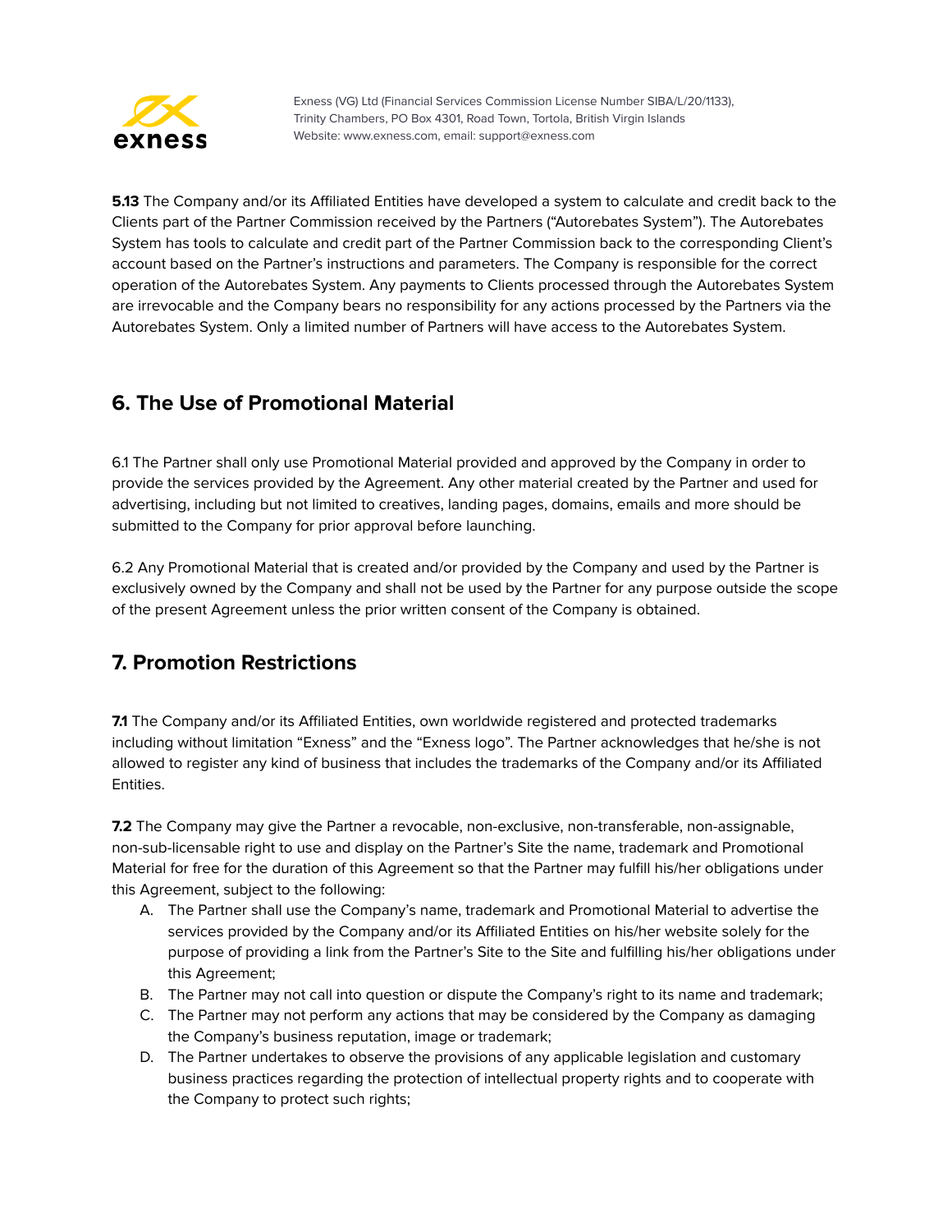**5.13** The Company and/or its Affiliated Entities have developed a system to calculate and credit back to the Clients part of the Partner Commission received by the Partners ("Autorebates System"). The Autorebates System has tools to calculate and credit part of the Partner Commission back to the corresponding Client's account based on the Partner's instructions and parameters. The Company is responsible for the correct operation of the Autorebates System. Any payments to Clients processed through the Autorebates System are irrevocable and the Company bears no responsibility for any actions processed by the Partners via the Autorebates System. Only a limited number of Partners will have access to the Autorebates System.

## 6. The Use of Promotional Material

6.1 The Partner shall only use Promotional Material provided and approved by the Company in order to provide the services provided by the Agreement. Any other material created by the Partner and used for advertising, including but not limited to creatives, landing pages, domains, emails and more should be submitted to the Company for prior approval before launching.

6.2 Any Promotional Material that is created and/or provided by the Company and used by the Partner is exclusively owned by the Company and shall not be used by the Partner for any purpose outside the scope of the present Agreement unless the prior written consent of the Company is obtained.

## 7. Promotion Restrictions

**7.1** The Company and/or its Affiliated Entities, own worldwide registered and protected trademarks including without limitation "Exness" and the "Exness logo". The Partner acknowledges that he/she is not allowed to register any kind of business that includes the trademarks of the Company and/or its Affiliated Entities.

**7.2** The Company may give the Partner a revocable, non-exclusive, non-transferable, non-assignable, non-sub-licensable right to use and display on the Partner's Site the name, trademark and Promotional Material for free for the duration of this Agreement so that the Partner may fulfill his/her obligations under this Agreement, subject to the following:

A. The Partner shall use the Company's name, trademark and Promotional Material to advertise the services provided by the Company and/or its Affiliated Entities on his/her website solely for the purpose of providing a link from the Partner's Site to the Site and fulfilling his/her obligations under this Agreement;
B. The Partner may not call into question or dispute the Company's right to its name and trademark;
C. The Partner may not perform any actions that may be considered by the Company as damaging the Company's business reputation, image or trademark;
D. The Partner undertakes to observe the provisions of any applicable legislation and customary business practices regarding the protection of intellectual property rights and to cooperate with the Company to protect such rights;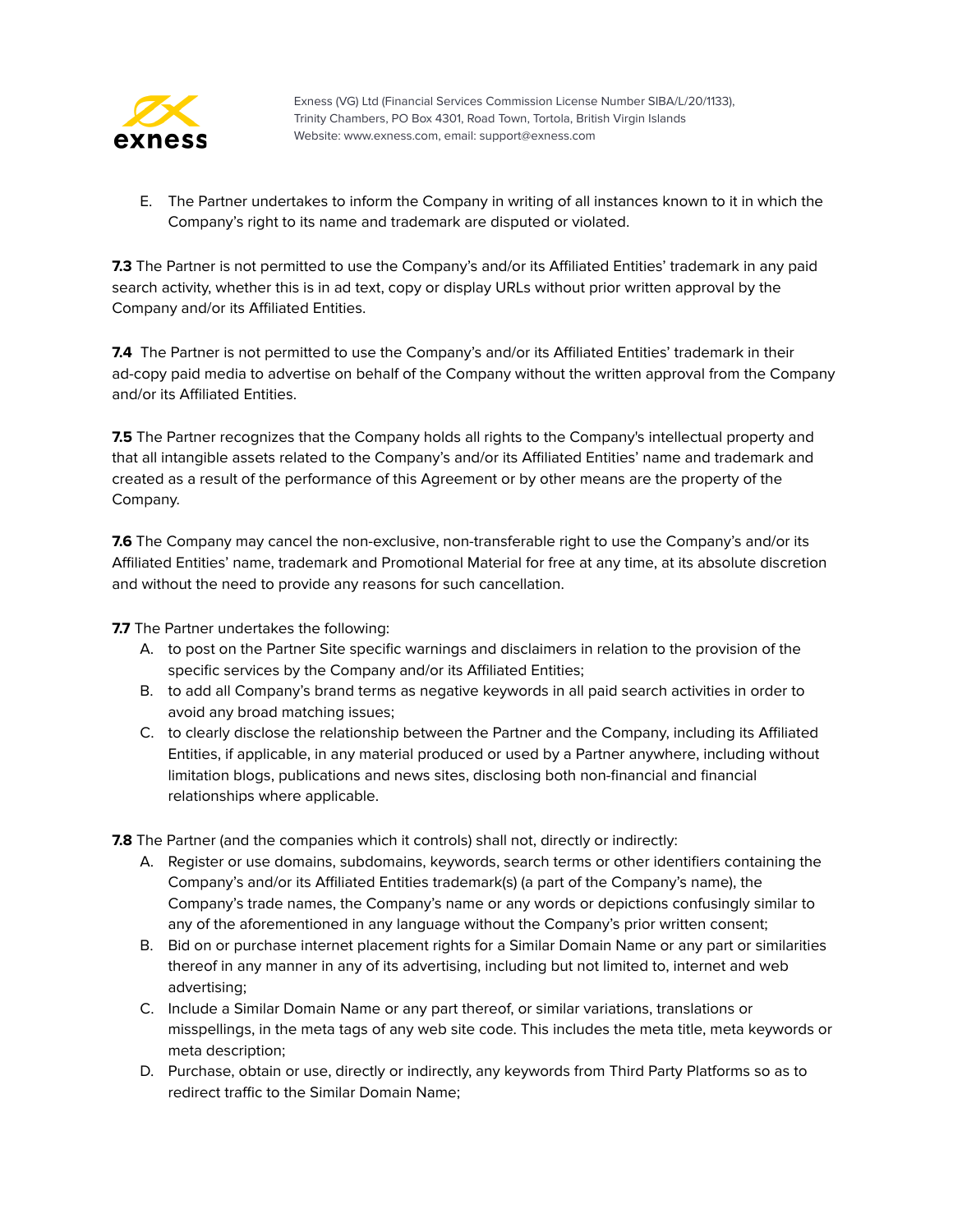E. The Partner undertakes to inform the Company in writing of all instances known to it in which the Company's right to its name and trademark are disputed or violated.

**7.3** The Partner is not permitted to use the Company's and/or its Affiliated Entities' trademark in any paid search activity, whether this is in ad text, copy or display URLs without prior written approval by the Company and/or its Affiliated Entities.

**7.4** The Partner is not permitted to use the Company's and/or its Affiliated Entities' trademark in their ad-copy paid media to advertise on behalf of the Company without the written approval from the Company and/or its Affiliated Entities.

**7.5** The Partner recognizes that the Company holds all rights to the Company's intellectual property and that all intangible assets related to the Company's and/or its Affiliated Entities' name and trademark and created as a result of the performance of this Agreement or by other means are the property of the Company.

**7.6** The Company may cancel the non-exclusive, non-transferable right to use the Company's and/or its Affiliated Entities' name, trademark and Promotional Material for free at any time, at its absolute discretion and without the need to provide any reasons for such cancellation.

**7.7** The Partner undertakes the following:

A. to post on the Partner Site specific warnings and disclaimers in relation to the provision of the specific services by the Company and/or its Affiliated Entities;
B. to add all Company's brand terms as negative keywords in all paid search activities in order to avoid any broad matching issues;
C. to clearly disclose the relationship between the Partner and the Company, including its Affiliated Entities, if applicable, in any material produced or used by a Partner anywhere, including without limitation blogs, publications and news sites, disclosing both non-financial and financial relationships where applicable.

**7.8** The Partner (and the companies which it controls) shall not, directly or indirectly:

A. Register or use domains, subdomains, keywords, search terms or other identifiers containing the Company's and/or its Affiliated Entities trademark(s) (a part of the Company's name), the Company's trade names, the Company's name or any words or depictions confusingly similar to any of the aforementioned in any language without the Company's prior written consent;
B. Bid on or purchase internet placement rights for a Similar Domain Name or any part or similarities thereof in any manner in any of its advertising, including but not limited to, internet and web advertising;
C. Include a Similar Domain Name or any part thereof, or similar variations, translations or misspellings, in the meta tags of any web site code. This includes the meta title, meta keywords or meta description;
D. Purchase, obtain or use, directly or indirectly, any keywords from Third Party Platforms so as to redirect traffic to the Similar Domain Name;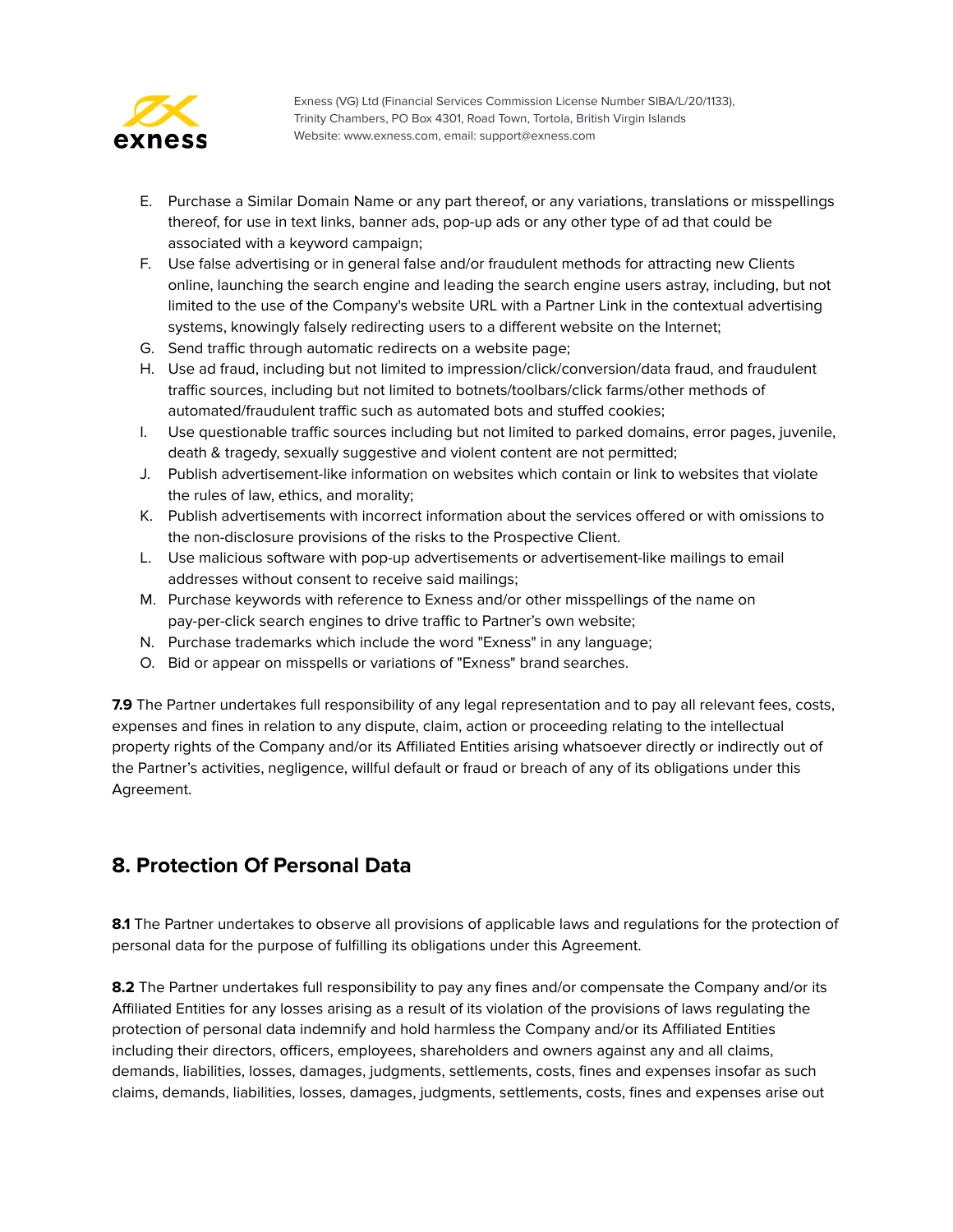E. Purchase a Similar Domain Name or any part thereof, or any variations, translations or misspellings thereof, for use in text links, banner ads, pop-up ads or any other type of ad that could be associated with a keyword campaign;
F. Use false advertising or in general false and/or fraudulent methods for attracting new Clients online, launching the search engine and leading the search engine users astray, including, but not limited to the use of the Company's website URL with a Partner Link in the contextual advertising systems, knowingly falsely redirecting users to a different website on the Internet;
G. Send traffic through automatic redirects on a website page;
H. Use ad fraud, including but not limited to impression/click/conversion/data fraud, and fraudulent traffic sources, including but not limited to botnets/toolbars/click farms/other methods of automated/fraudulent traffic such as automated bots and stuffed cookies;
I. Use questionable traffic sources including but not limited to parked domains, error pages, juvenile, death & tragedy, sexually suggestive and violent content are not permitted;
J. Publish advertisement-like information on websites which contain or link to websites that violate the rules of law, ethics, and morality;
K. Publish advertisements with incorrect information about the services offered or with omissions to the non-disclosure provisions of the risks to the Prospective Client.
L. Use malicious software with pop-up advertisements or advertisement-like mailings to email addresses without consent to receive said mailings;
M. Purchase keywords with reference to Exness and/or other misspellings of the name on pay-per-click search engines to drive traffic to Partner's own website;
N. Purchase trademarks which include the word "Exness" in any language;
O. Bid or appear on misspells or variations of "Exness" brand searches.

**7.9** The Partner undertakes full responsibility of any legal representation and to pay all relevant fees, costs, expenses and fines in relation to any dispute, claim, action or proceeding relating to the intellectual property rights of the Company and/or its Affiliated Entities arising whatsoever directly or indirectly out of the Partner's activities, negligence, willful default or fraud or breach of any of its obligations under this Agreement.

## 8. Protection Of Personal Data

**8.1** The Partner undertakes to observe all provisions of applicable laws and regulations for the protection of personal data for the purpose of fulfilling its obligations under this Agreement.

**8.2** The Partner undertakes full responsibility to pay any fines and/or compensate the Company and/or its Affiliated Entities for any losses arising as a result of its violation of the provisions of laws regulating the protection of personal data indemnify and hold harmless the Company and/or its Affiliated Entities including their directors, officers, employees, shareholders and owners against any and all claims, demands, liabilities, losses, damages, judgments, settlements, costs, fines and expenses insofar as such claims, demands, liabilities, losses, damages, judgments, settlements, costs, fines and expenses arise out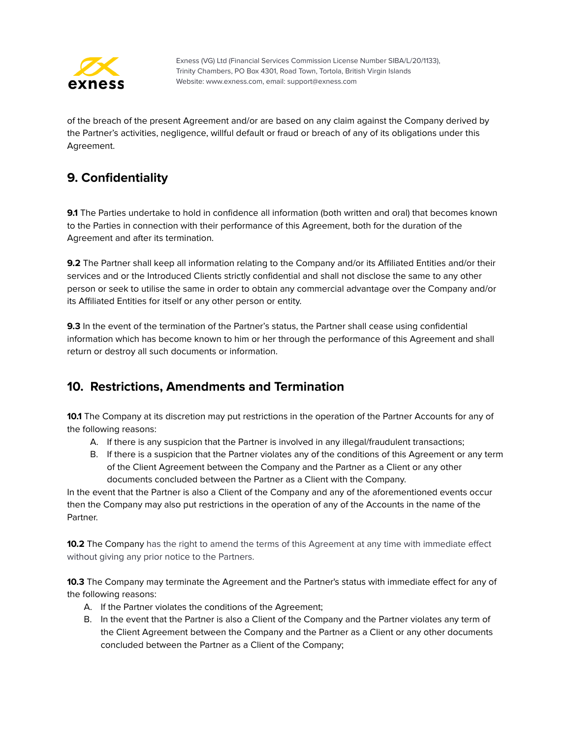of the breach of the present Agreement and/or are based on any claim against the Company derived by the Partner's activities, negligence, willful default or fraud or breach of any of its obligations under this Agreement.

## 9. Confidentiality

**9.1** The Parties undertake to hold in confidence all information (both written and oral) that becomes known to the Parties in connection with their performance of this Agreement, both for the duration of the Agreement and after its termination.

**9.2** The Partner shall keep all information relating to the Company and/or its Affiliated Entities and/or their services and or the Introduced Clients strictly confidential and shall not disclose the same to any other person or seek to utilise the same in order to obtain any commercial advantage over the Company and/or its Affiliated Entities for itself or any other person or entity.

**9.3** In the event of the termination of the Partner's status, the Partner shall cease using confidential information which has become known to him or her through the performance of this Agreement and shall return or destroy all such documents or information.

## 10. Restrictions, Amendments and Termination

**10.1** The Company at its discretion may put restrictions in the operation of the Partner Accounts for any of the following reasons:

A. If there is any suspicion that the Partner is involved in any illegal/fraudulent transactions;
B. If there is a suspicion that the Partner violates any of the conditions of this Agreement or any term of the Client Agreement between the Company and the Partner as a Client or any other documents concluded between the Partner as a Client with the Company.

In the event that the Partner is also a Client of the Company and any of the aforementioned events occur then the Company may also put restrictions in the operation of any of the Accounts in the name of the Partner.

**10.2** The Company has the right to amend the terms of this Agreement at any time with immediate effect without giving any prior notice to the Partners.

**10.3** The Company may terminate the Agreement and the Partner's status with immediate effect for any of the following reasons:

A. If the Partner violates the conditions of the Agreement;
B. In the event that the Partner is also a Client of the Company and the Partner violates any term of the Client Agreement between the Company and the Partner as a Client or any other documents concluded between the Partner as a Client of the Company;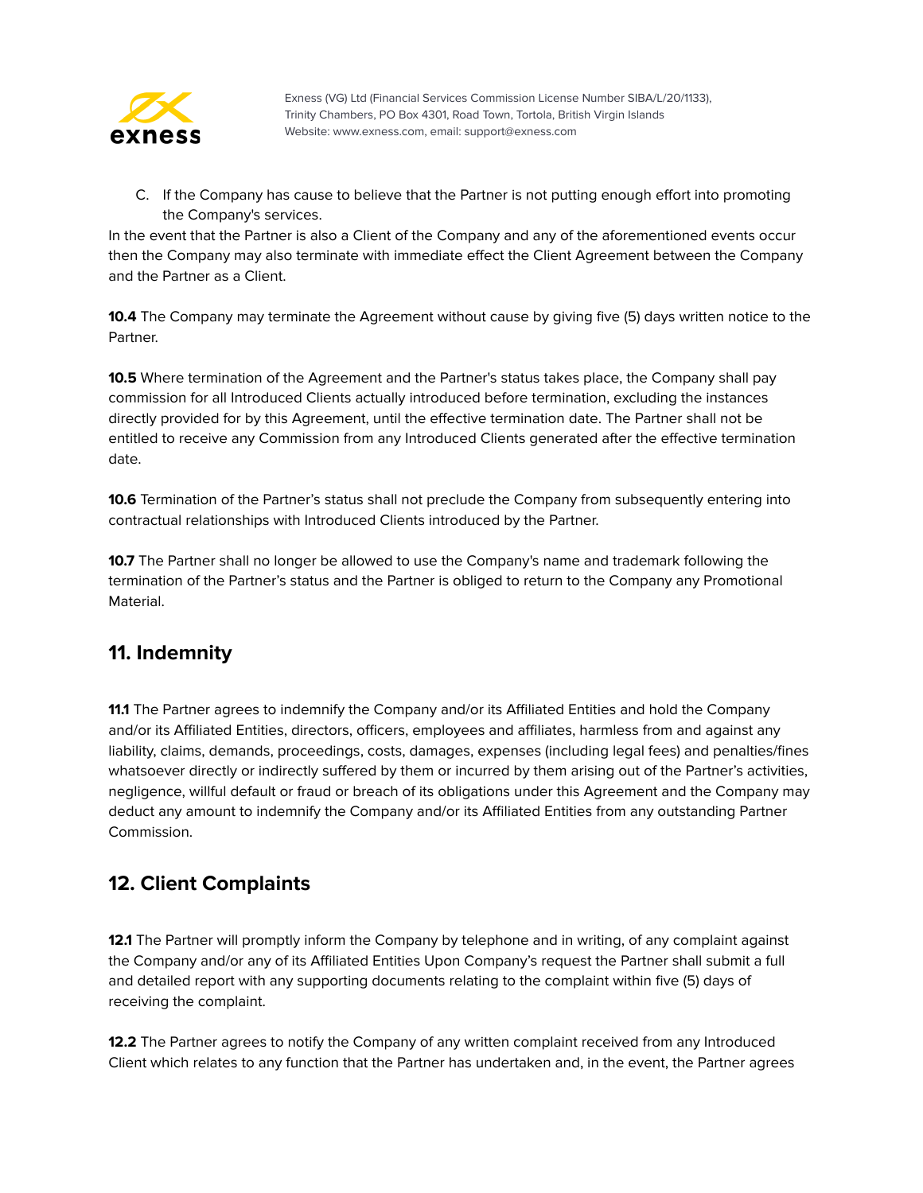C. If the Company has cause to believe that the Partner is not putting enough effort into promoting the Company's services.

In the event that the Partner is also a Client of the Company and any of the aforementioned events occur then the Company may also terminate with immediate effect the Client Agreement between the Company and the Partner as a Client.

**10.4** The Company may terminate the Agreement without cause by giving five (5) days written notice to the Partner.

**10.5** Where termination of the Agreement and the Partner's status takes place, the Company shall pay commission for all Introduced Clients actually introduced before termination, excluding the instances directly provided for by this Agreement, until the effective termination date. The Partner shall not be entitled to receive any Commission from any Introduced Clients generated after the effective termination date.

**10.6** Termination of the Partner's status shall not preclude the Company from subsequently entering into contractual relationships with Introduced Clients introduced by the Partner.

**10.7** The Partner shall no longer be allowed to use the Company's name and trademark following the termination of the Partner's status and the Partner is obliged to return to the Company any Promotional Material.

## 11. Indemnity

**11.1** The Partner agrees to indemnify the Company and/or its Affiliated Entities and hold the Company and/or its Affiliated Entities, directors, officers, employees and affiliates, harmless from and against any liability, claims, demands, proceedings, costs, damages, expenses (including legal fees) and penalties/fines whatsoever directly or indirectly suffered by them or incurred by them arising out of the Partner's activities, negligence, willful default or fraud or breach of its obligations under this Agreement and the Company may deduct any amount to indemnify the Company and/or its Affiliated Entities from any outstanding Partner Commission.

## 12. Client Complaints

**12.1** The Partner will promptly inform the Company by telephone and in writing, of any complaint against the Company and/or any of its Affiliated Entities Upon Company's request the Partner shall submit a full and detailed report with any supporting documents relating to the complaint within five (5) days of receiving the complaint.

**12.2** The Partner agrees to notify the Company of any written complaint received from any Introduced Client which relates to any function that the Partner has undertaken and, in the event, the Partner agrees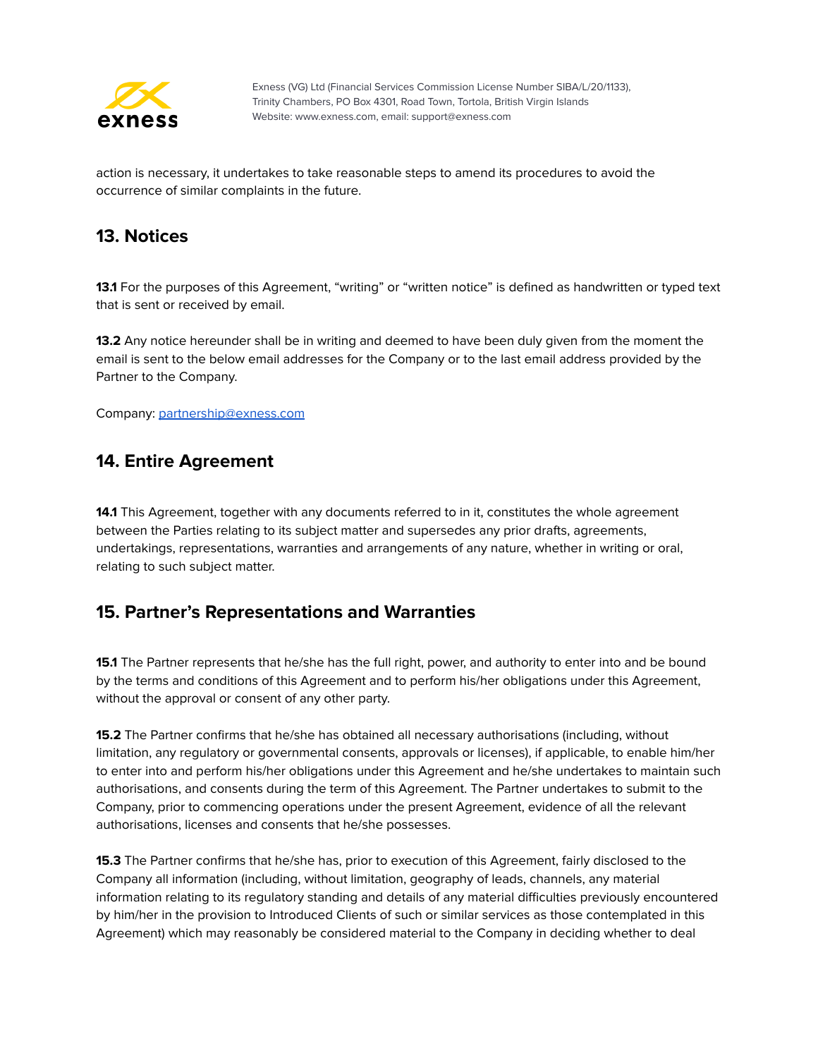action is necessary, it undertakes to take reasonable steps to amend its procedures to avoid the occurrence of similar complaints in the future.

## 13. Notices

**13.1** For the purposes of this Agreement, “writing” or “written notice” is defined as handwritten or typed text that is sent or received by email.

**13.2** Any notice hereunder shall be in writing and deemed to have been duly given from the moment the email is sent to the below email addresses for the Company or to the last email address provided by the Partner to the Company.

Company: partnership@exness.com

## 14. Entire Agreement

**14.1** This Agreement, together with any documents referred to in it, constitutes the whole agreement between the Parties relating to its subject matter and supersedes any prior drafts, agreements, undertakings, representations, warranties and arrangements of any nature, whether in writing or oral, relating to such subject matter.

## 15. Partner’s Representations and Warranties

**15.1** The Partner represents that he/she has the full right, power, and authority to enter into and be bound by the terms and conditions of this Agreement and to perform his/her obligations under this Agreement, without the approval or consent of any other party.

**15.2** The Partner confirms that he/she has obtained all necessary authorisations (including, without limitation, any regulatory or governmental consents, approvals or licenses), if applicable, to enable him/her to enter into and perform his/her obligations under this Agreement and he/she undertakes to maintain such authorisations, and consents during the term of this Agreement. The Partner undertakes to submit to the Company, prior to commencing operations under the present Agreement, evidence of all the relevant authorisations, licenses and consents that he/she possesses.

**15.3** The Partner confirms that he/she has, prior to execution of this Agreement, fairly disclosed to the Company all information (including, without limitation, geography of leads, channels, any material information relating to its regulatory standing and details of any material difficulties previously encountered by him/her in the provision to Introduced Clients of such or similar services as those contemplated in this Agreement) which may reasonably be considered material to the Company in deciding whether to deal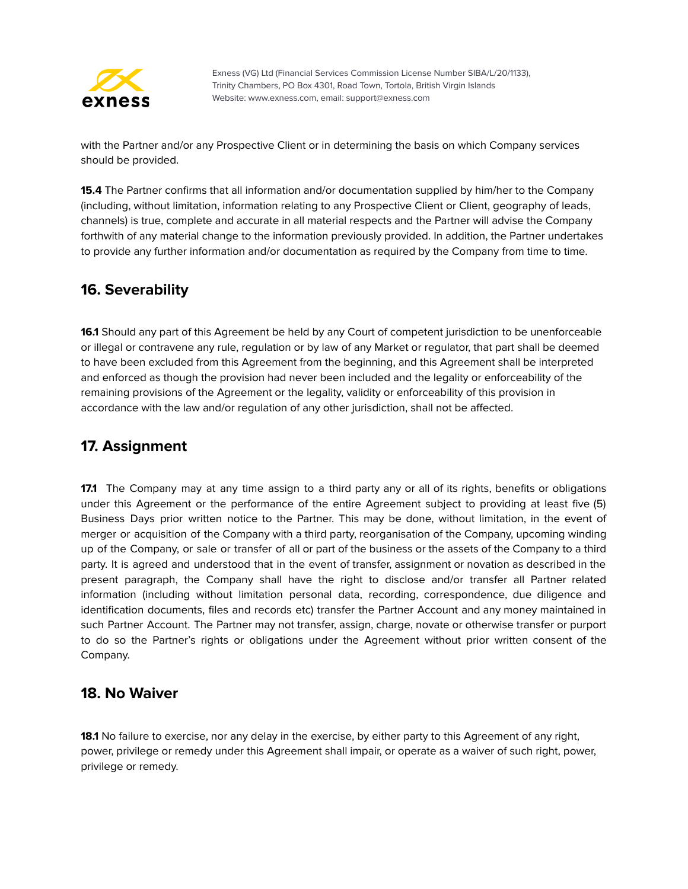with the Partner and/or any Prospective Client or in determining the basis on which Company services should be provided.

**15.4** The Partner confirms that all information and/or documentation supplied by him/her to the Company (including, without limitation, information relating to any Prospective Client or Client, geography of leads, channels) is true, complete and accurate in all material respects and the Partner will advise the Company forthwith of any material change to the information previously provided. In addition, the Partner undertakes to provide any further information and/or documentation as required by the Company from time to time.

## 16. Severability

**16.1** Should any part of this Agreement be held by any Court of competent jurisdiction to be unenforceable or illegal or contravene any rule, regulation or by law of any Market or regulator, that part shall be deemed to have been excluded from this Agreement from the beginning, and this Agreement shall be interpreted and enforced as though the provision had never been included and the legality or enforceability of the remaining provisions of the Agreement or the legality, validity or enforceability of this provision in accordance with the law and/or regulation of any other jurisdiction, shall not be affected.

## 17. Assignment

**17.1** The Company may at any time assign to a third party any or all of its rights, benefits or obligations under this Agreement or the performance of the entire Agreement subject to providing at least five (5) Business Days prior written notice to the Partner. This may be done, without limitation, in the event of merger or acquisition of the Company with a third party, reorganisation of the Company, upcoming winding up of the Company, or sale or transfer of all or part of the business or the assets of the Company to a third party. It is agreed and understood that in the event of transfer, assignment or novation as described in the present paragraph, the Company shall have the right to disclose and/or transfer all Partner related information (including without limitation personal data, recording, correspondence, due diligence and identification documents, files and records etc) transfer the Partner Account and any money maintained in such Partner Account. The Partner may not transfer, assign, charge, novate or otherwise transfer or purport to do so the Partner's rights or obligations under the Agreement without prior written consent of the Company.

## 18. No Waiver

**18.1** No failure to exercise, nor any delay in the exercise, by either party to this Agreement of any right, power, privilege or remedy under this Agreement shall impair, or operate as a waiver of such right, power, privilege or remedy.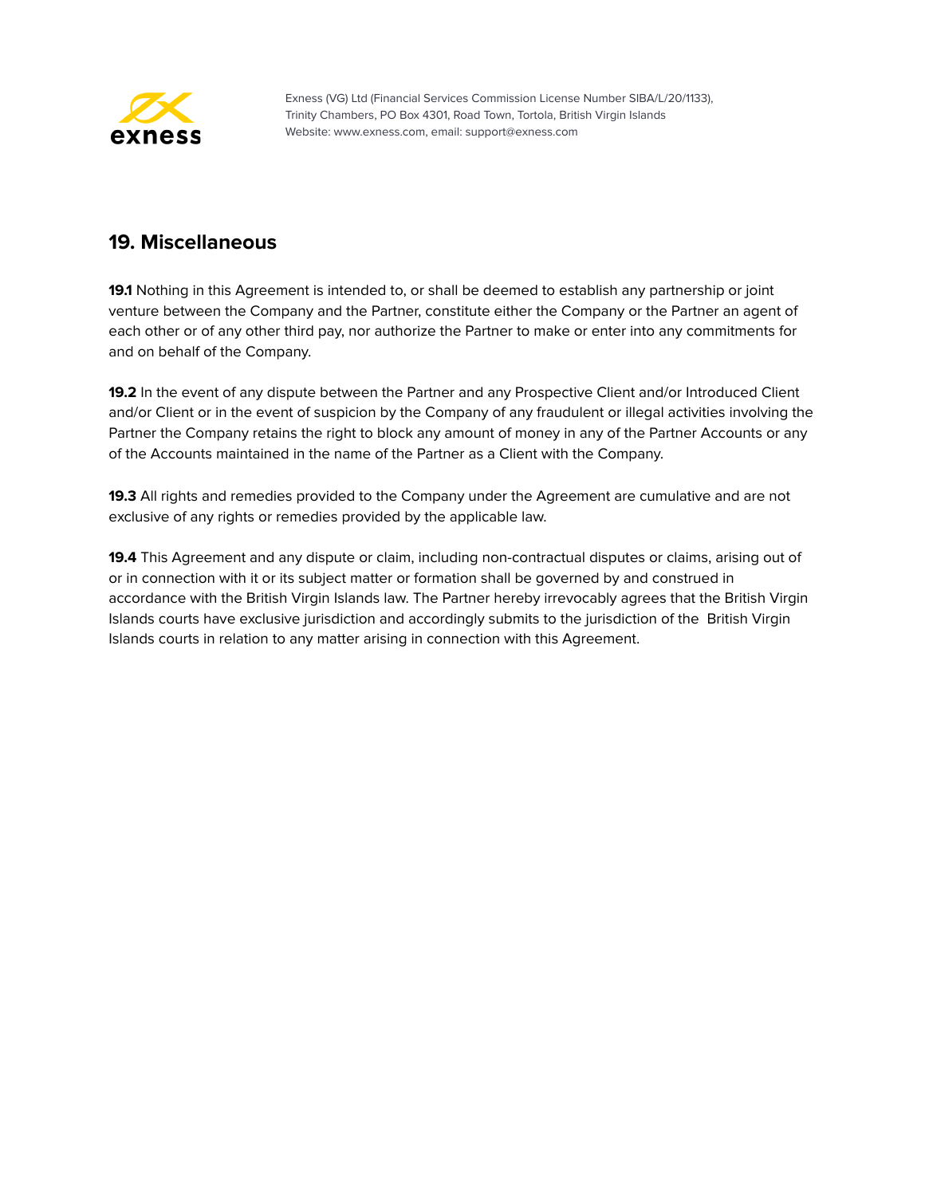## 19. Miscellaneous

**19.1** Nothing in this Agreement is intended to, or shall be deemed to establish any partnership or joint venture between the Company and the Partner, constitute either the Company or the Partner an agent of each other or of any other third pay, nor authorize the Partner to make or enter into any commitments for and on behalf of the Company.

**19.2** In the event of any dispute between the Partner and any Prospective Client and/or Introduced Client and/or Client or in the event of suspicion by the Company of any fraudulent or illegal activities involving the Partner the Company retains the right to block any amount of money in any of the Partner Accounts or any of the Accounts maintained in the name of the Partner as a Client with the Company.

**19.3** All rights and remedies provided to the Company under the Agreement are cumulative and are not exclusive of any rights or remedies provided by the applicable law.

**19.4** This Agreement and any dispute or claim, including non-contractual disputes or claims, arising out of or in connection with it or its subject matter or formation shall be governed by and construed in accordance with the British Virgin Islands law. The Partner hereby irrevocably agrees that the British Virgin Islands courts have exclusive jurisdiction and accordingly submits to the jurisdiction of the British Virgin Islands courts in relation to any matter arising in connection with this Agreement.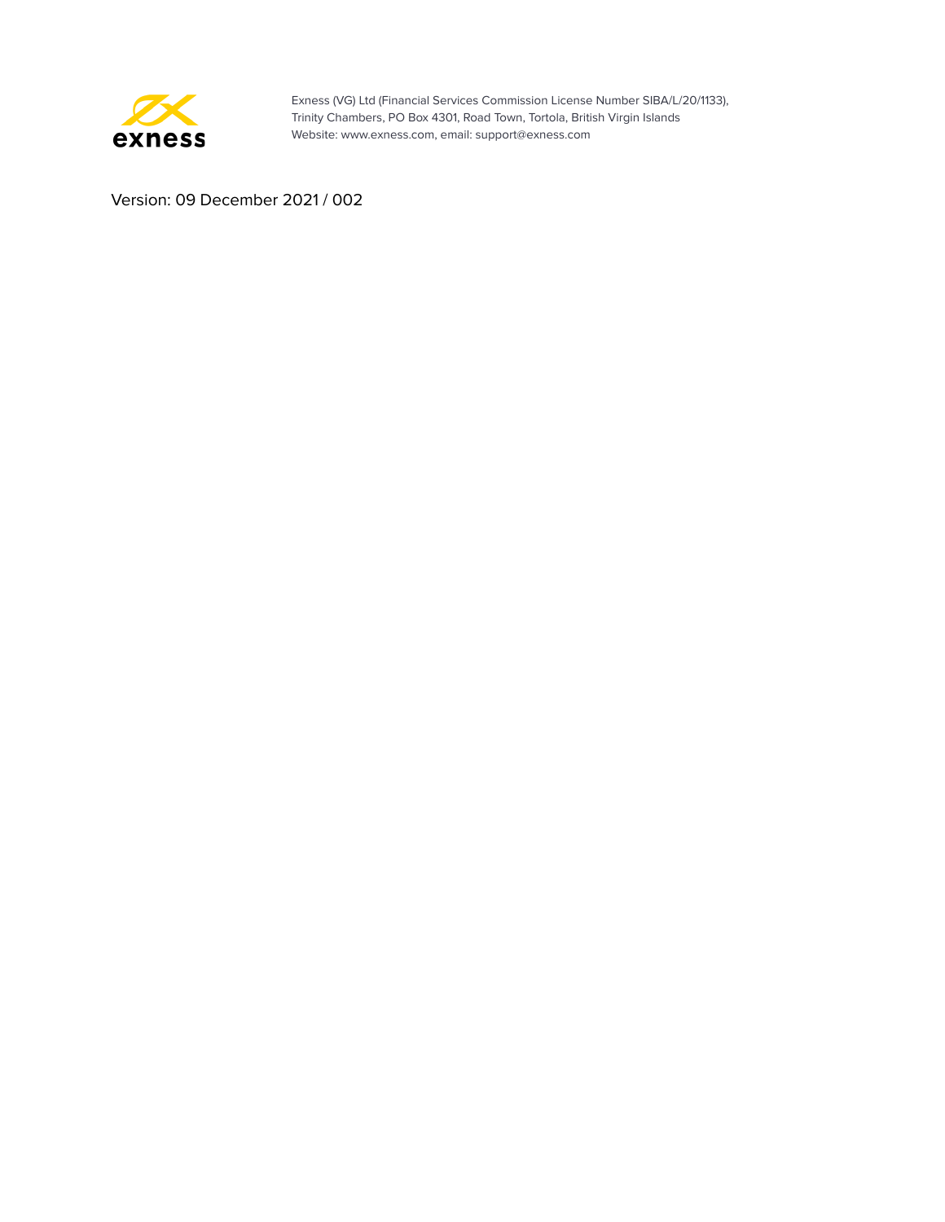Version: 09 December 2021 / 002